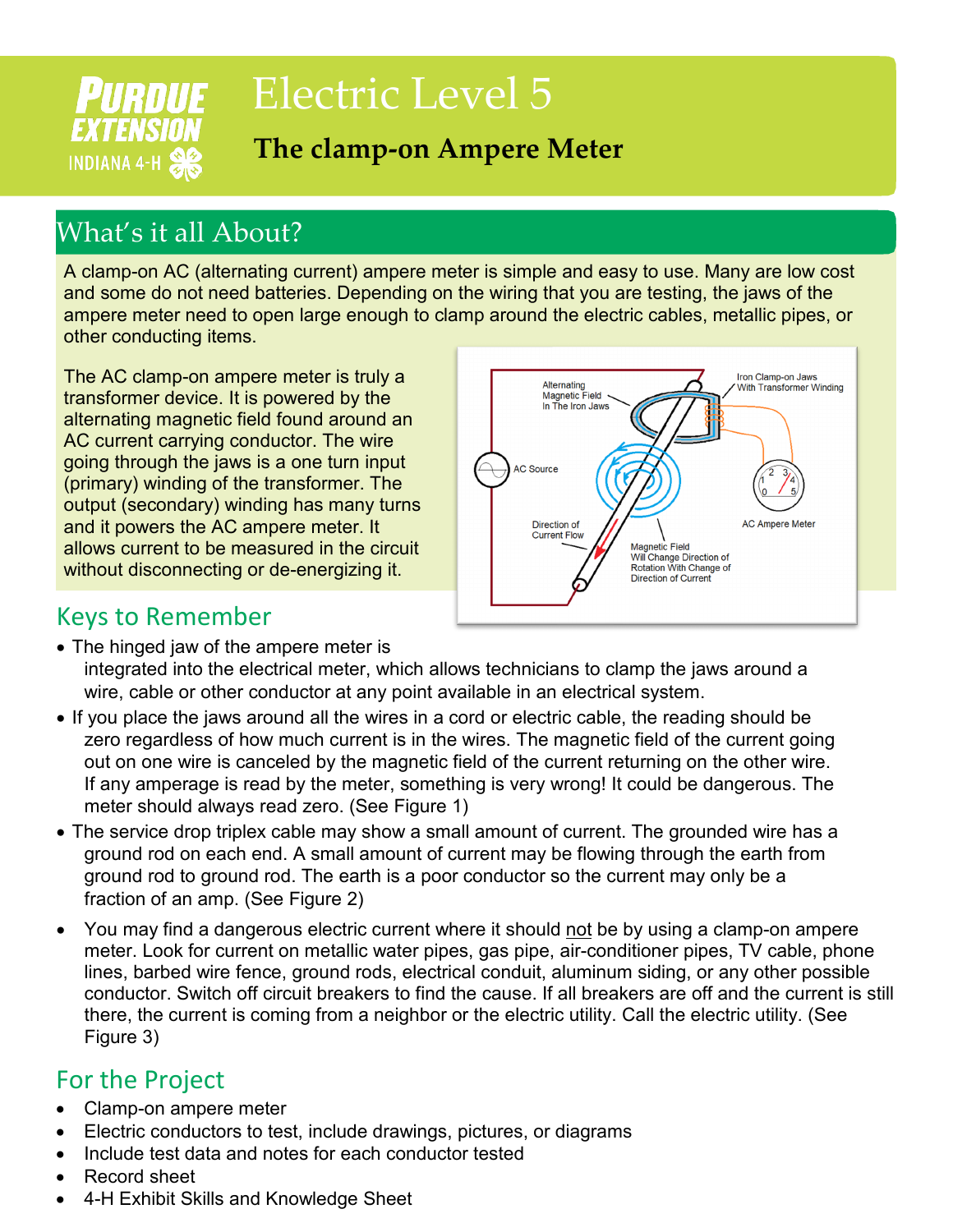# Electric Level 5

## The clamp-on Ampere Meter

## What's it all About?

A clamp-on AC (alternating current) ampere meter is simple and easy to use. Many are low cost and some do not need batteries. Depending on the wiring that you are testing, the jaws of the ampere meter need to open large enough to clamp around the electric cables, metallic pipes, or other conducting items.

The AC clamp-on ampere meter is truly a transformer device. It is powered by the alternating magnetic field found around an AC current carrying conductor. The wire going through the jaws is a one turn input (primary) winding of the transformer. The output (secondary) winding has many turns and it powers the AC ampere meter. It allows current to be measured in the circuit without disconnecting or de-energizing it.

## Keys to Remember

- The hinged jaw of the ampere meter is integrated into the electrical meter, which allows technicians to clamp the jaws around a wire, cable or other conductor at any point available in an electrical system.
- If you place the jaws around all the wires in a cord or electric cable, the reading should be zero regardless of how much current is in the wires. The magnetic field of the current going out on one wire is canceled by the magnetic field of the current returning on the other wire. If any amperage is read by the meter, something is very wrong! It could be dangerous. The meter should always read zero. (See Figure 1)
- The service drop triplex cable may show a small amount of current. The grounded wire has a ground rod on each end. A small amount of current may be flowing through the earth from ground rod to ground rod. The earth is a poor conductor so the current may only be a fraction of an amp. (See Figure 2)
- You may find a dangerous electric current where it should not be by using a clamp-on ampere meter. Look for current on metallic water pipes, gas pipe, air-conditioner pipes, TV cable, phone lines, barbed wire fence, ground rods, electrical conduit, aluminum siding, or any other possible conductor. Switch off circuit breakers to find the cause. If all breakers are off and the current is still there, the current is coming from a neighbor or the electric utility. Call the electric utility. (See Figure 3)

## For the Project

- Clamp-on ampere meter
- Electric conductors to test, include drawings, pictures, or diagrams
- Include test data and notes for each conductor tested
- Record sheet
- 4-H Exhibit Skills and Knowledge Sheet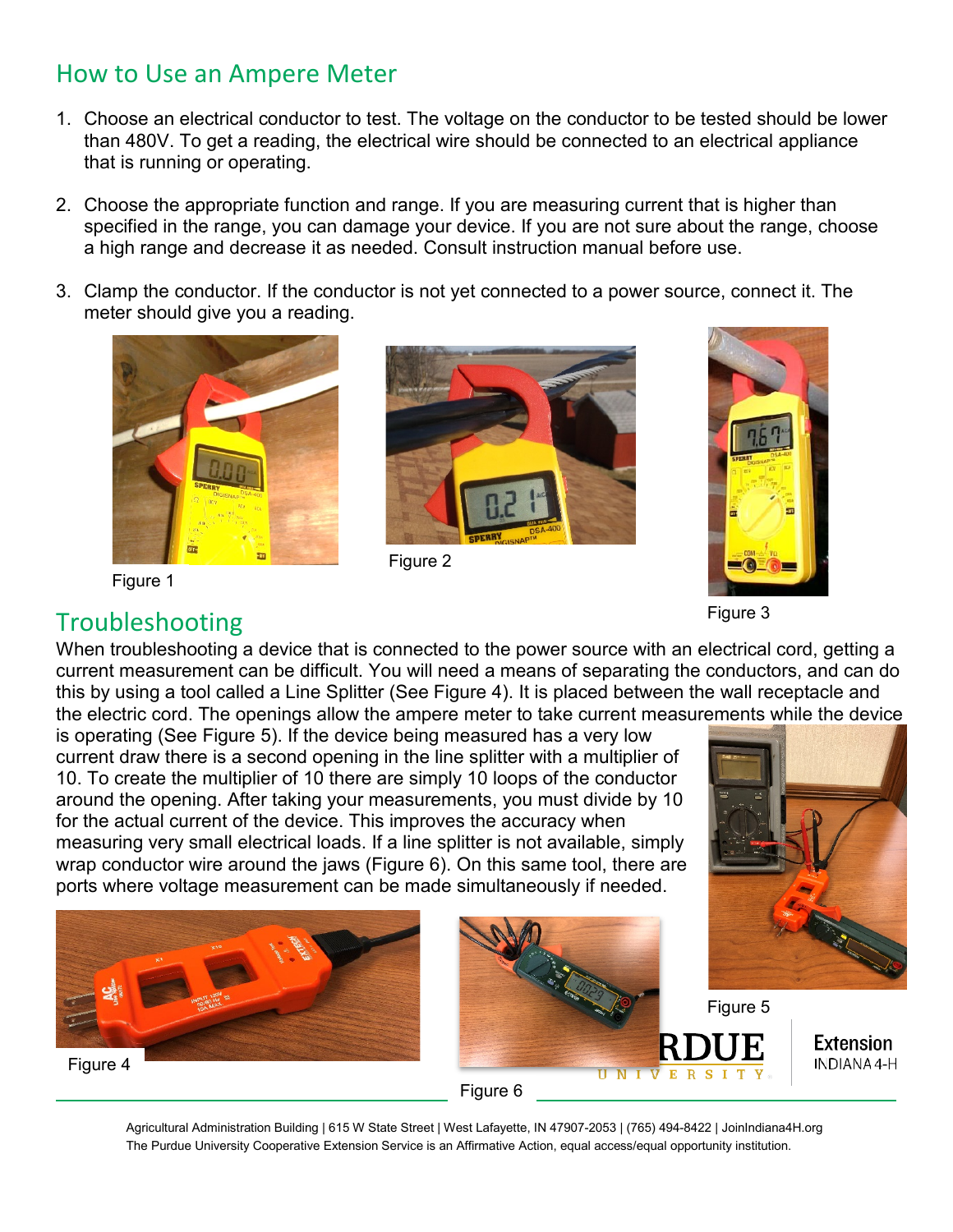## How to Use an Ampere Meter

1. Choose an electrical conductor to test. The voltage on the conductor to be tested should be lower than 480V. To get a reading, the electrical wire should be connected to an electrical appliance that is running or operating.

2. Choose the appropriate function and range. If you are measuring current that is higher than specified in the range, you can damage your device. If you are not sure about the range, choose a high range and decrease it as needed. Consult instruction manual before use.

3. Clamp the conductor. If the conductor is not yet connected to a power source, connect it. The meter should give you a reading.

Figure 1

Figure 2

Figure 3

## Troubleshooting

When troubleshooting a device that is connected to the power source with an electrical cord, getting a current measurement can be difficult. You will need a means of separating the conductors, and can do this by using a tool called a Line Splitter (See Figure 4). It is placed between the wall receptacle and the electric cord. The openings allow the ampere meter to take current measurements while the device is operating (See Figure 5). If the device being measured has a very low current draw there is a second opening in the line splitter with a multiplier of 10. To create the multiplier of 10 there are simply 10 loops of the conductor around the opening. After taking your measurements, you must divide by 10 for the actual current of the device. This improves the accuracy when measuring very small electrical loads. If a line splitter is not available, simply wrap conductor wire around the jaws (Figure 6). On this same tool, there are ports where voltage measurement can be made simultaneously if needed.

Figure 4

Figure 5

Figure 6